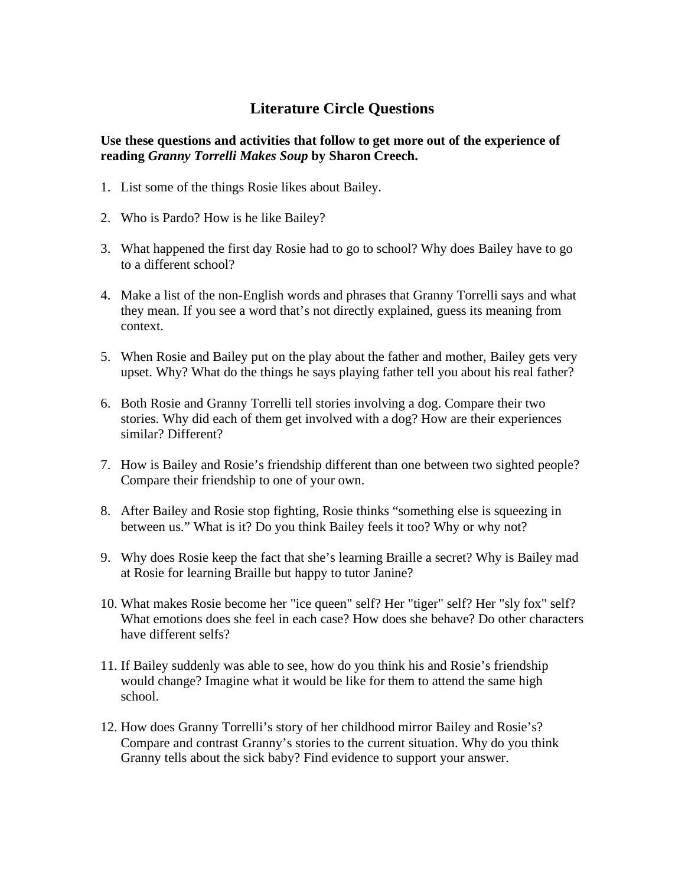# Literature Circle Questions

**Use these questions and activities that follow to get more out of the experience of reading *Granny Torrelli Makes Soup* by Sharon Creech.**

1. List some of the things Rosie likes about Bailey.

2. Who is Pardo? How is he like Bailey?

3. What happened the first day Rosie had to go to school? Why does Bailey have to go to a different school?

4. Make a list of the non-English words and phrases that Granny Torrelli says and what they mean. If you see a word that's not directly explained, guess its meaning from context.

5. When Rosie and Bailey put on the play about the father and mother, Bailey gets very upset. Why? What do the things he says playing father tell you about his real father?

6. Both Rosie and Granny Torrelli tell stories involving a dog. Compare their two stories. Why did each of them get involved with a dog? How are their experiences similar? Different?

7. How is Bailey and Rosie's friendship different than one between two sighted people? Compare their friendship to one of your own.

8. After Bailey and Rosie stop fighting, Rosie thinks "something else is squeezing in between us." What is it? Do you think Bailey feels it too? Why or why not?

9. Why does Rosie keep the fact that she's learning Braille a secret? Why is Bailey mad at Rosie for learning Braille but happy to tutor Janine?

10. What makes Rosie become her "ice queen" self? Her "tiger" self? Her "sly fox" self? What emotions does she feel in each case? How does she behave? Do other characters have different selfs?

11. If Bailey suddenly was able to see, how do you think his and Rosie's friendship would change? Imagine what it would be like for them to attend the same high school.

12. How does Granny Torrelli's story of her childhood mirror Bailey and Rosie's? Compare and contrast Granny's stories to the current situation. Why do you think Granny tells about the sick baby? Find evidence to support your answer.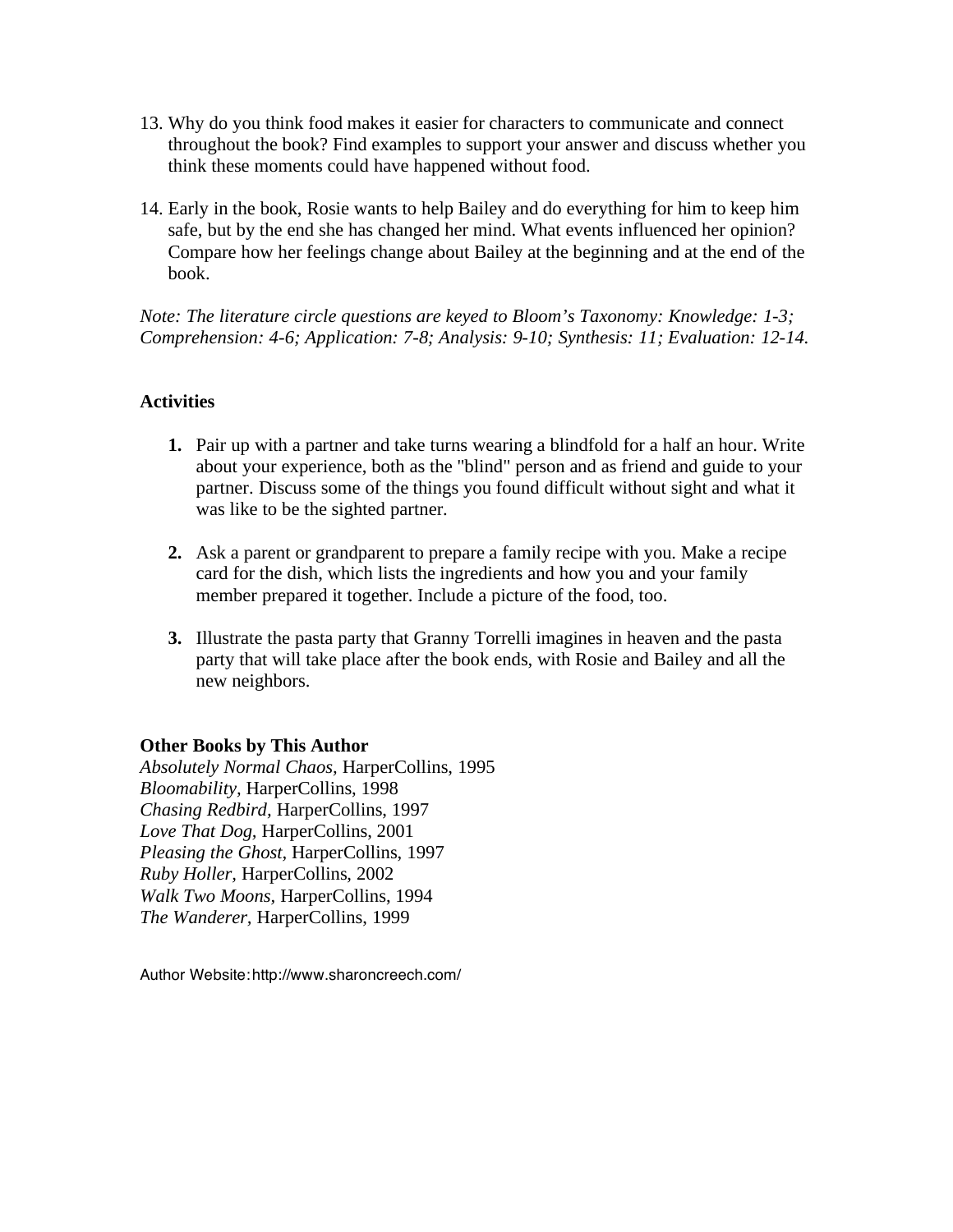13. Why do you think food makes it easier for characters to communicate and connect throughout the book? Find examples to support your answer and discuss whether you think these moments could have happened without food.

14. Early in the book, Rosie wants to help Bailey and do everything for him to keep him safe, but by the end she has changed her mind. What events influenced her opinion? Compare how her feelings change about Bailey at the beginning and at the end of the book.

*Note: The literature circle questions are keyed to Bloom's Taxonomy: Knowledge: 1-3; Comprehension: 4-6; Application: 7-8; Analysis: 9-10; Synthesis: 11; Evaluation: 12-14.*

**Activities**

1. Pair up with a partner and take turns wearing a blindfold for a half an hour. Write about your experience, both as the "blind" person and as friend and guide to your partner. Discuss some of the things you found difficult without sight and what it was like to be the sighted partner.

2. Ask a parent or grandparent to prepare a family recipe with you. Make a recipe card for the dish, which lists the ingredients and how you and your family member prepared it together. Include a picture of the food, too.

3. Illustrate the pasta party that Granny Torrelli imagines in heaven and the pasta party that will take place after the book ends, with Rosie and Bailey and all the new neighbors.

**Other Books by This Author**

*Absolutely Normal Chaos,* HarperCollins, 1995
*Bloomability*, HarperCollins, 1998
*Chasing Redbird,* HarperCollins, 1997
*Love That Dog*, HarperCollins, 2001
*Pleasing the Ghost*, HarperCollins, 1997
*Ruby Holler,* HarperCollins, 2002
*Walk Two Moons*, HarperCollins, 1994
*The Wanderer,* HarperCollins, 1999

Author Website: http://www.sharoncreech.com/